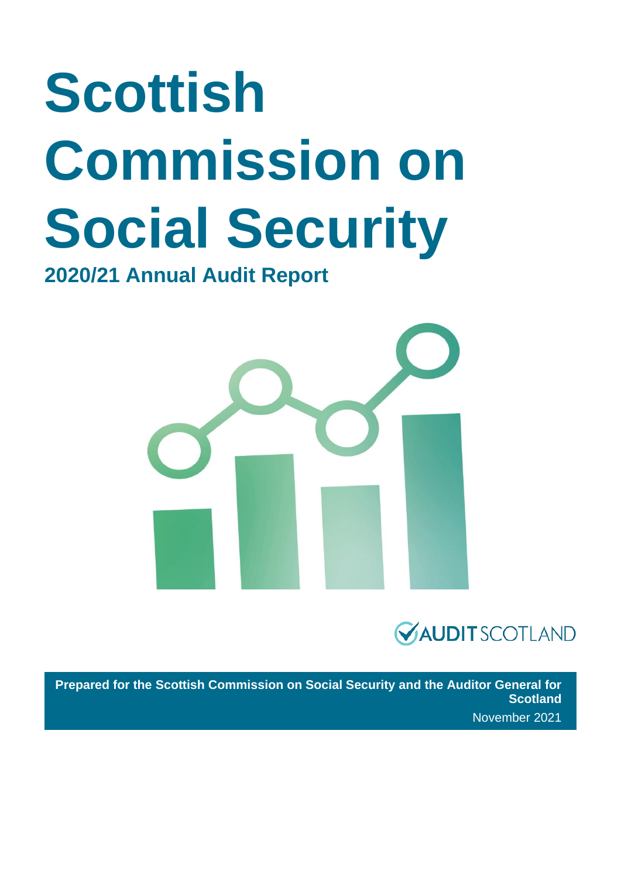# Scottish Commission on Social Security

## 2020/21 Annual Audit Report

AUDIT SCOTLAND

**Prepared for the Scottish Commission on Social Security and the Auditor General for Scotland**

November 2021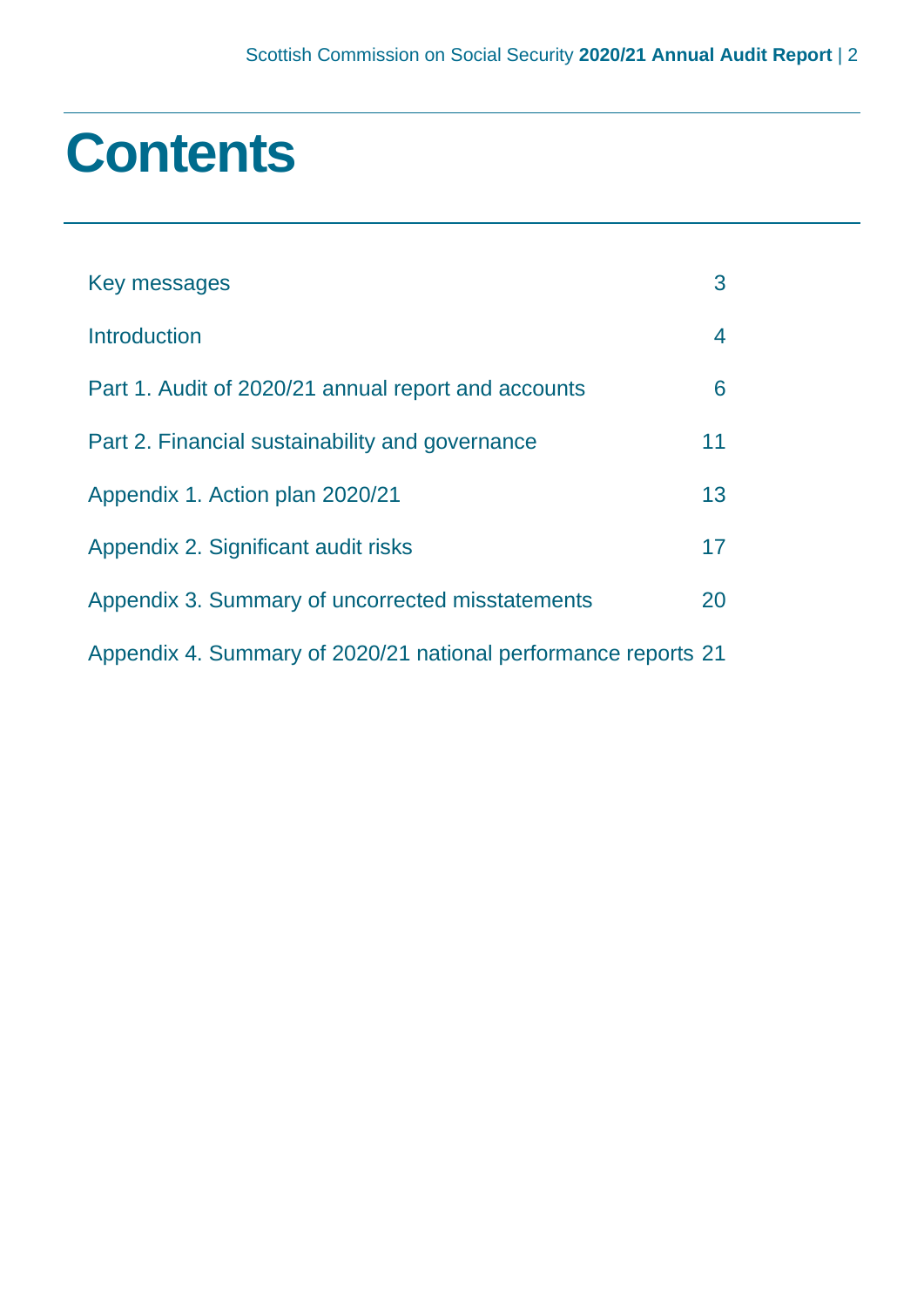# Contents

| | |
|---|---|
| Key messages | 3 |
| Introduction | 4 |
| Part 1. Audit of 2020/21 annual report and accounts | 6 |
| Part 2. Financial sustainability and governance | 11 |
| Appendix 1. Action plan 2020/21 | 13 |
| Appendix 2. Significant audit risks | 17 |
| Appendix 3. Summary of uncorrected misstatements | 20 |
| Appendix 4. Summary of 2020/21 national performance reports | 21 |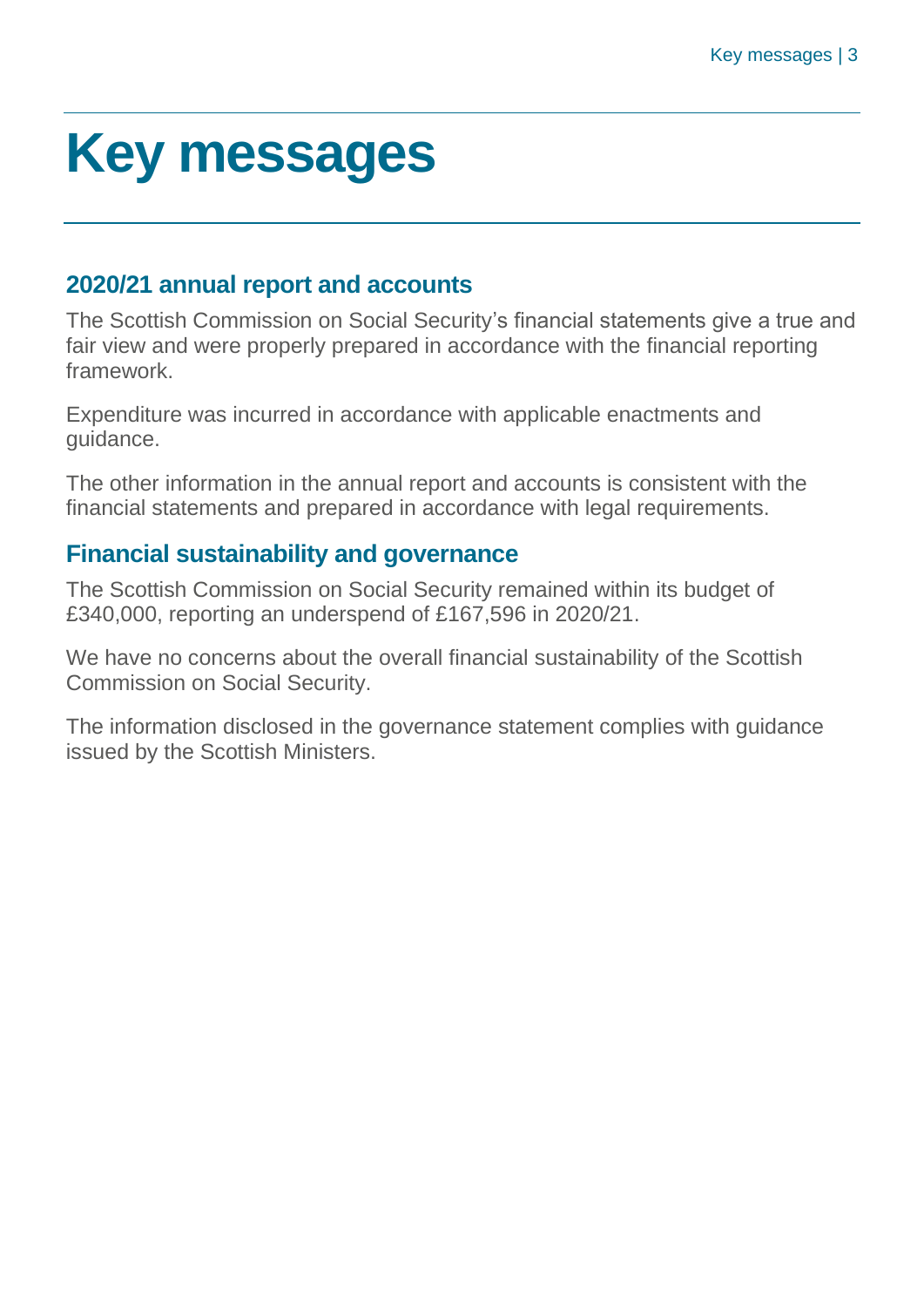# Key messages

## 2020/21 annual report and accounts

The Scottish Commission on Social Security's financial statements give a true and fair view and were properly prepared in accordance with the financial reporting framework.

Expenditure was incurred in accordance with applicable enactments and guidance.

The other information in the annual report and accounts is consistent with the financial statements and prepared in accordance with legal requirements.

## Financial sustainability and governance

The Scottish Commission on Social Security remained within its budget of £340,000, reporting an underspend of £167,596 in 2020/21.

We have no concerns about the overall financial sustainability of the Scottish Commission on Social Security.

The information disclosed in the governance statement complies with guidance issued by the Scottish Ministers.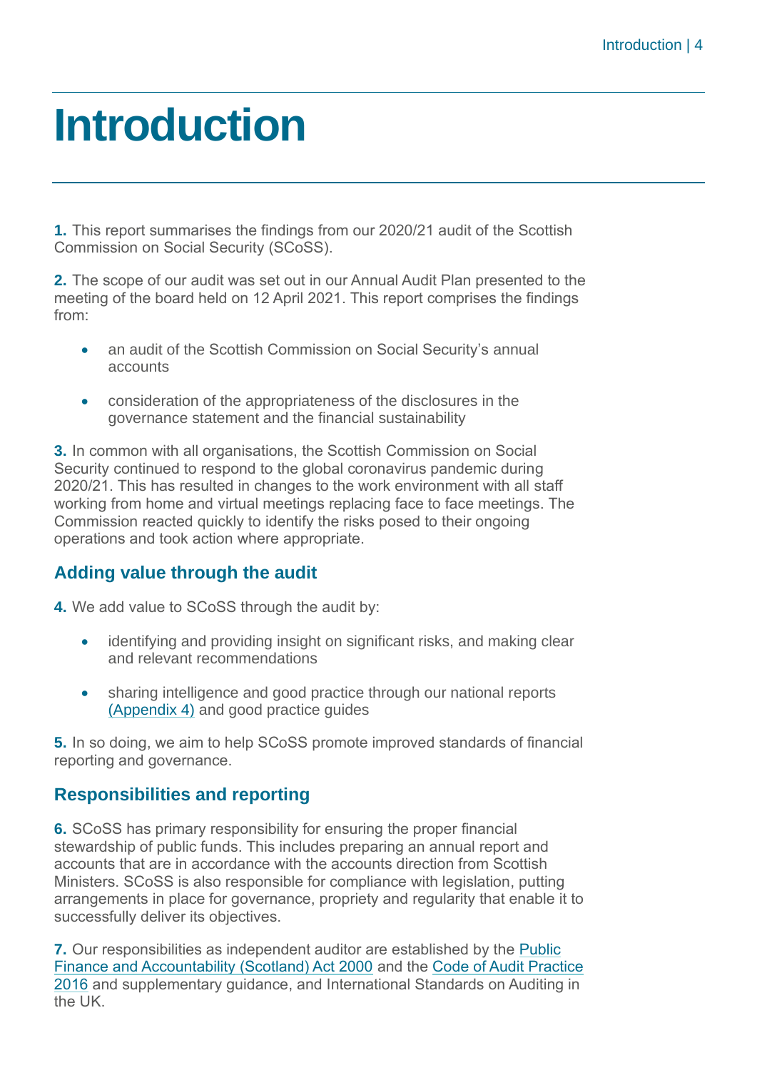# Introduction

**1.** This report summarises the findings from our 2020/21 audit of the Scottish Commission on Social Security (SCoSS).

**2.** The scope of our audit was set out in our Annual Audit Plan presented to the meeting of the board held on 12 April 2021. This report comprises the findings from:

- an audit of the Scottish Commission on Social Security's annual accounts
- consideration of the appropriateness of the disclosures in the governance statement and the financial sustainability

**3.** In common with all organisations, the Scottish Commission on Social Security continued to respond to the global coronavirus pandemic during 2020/21. This has resulted in changes to the work environment with all staff working from home and virtual meetings replacing face to face meetings. The Commission reacted quickly to identify the risks posed to their ongoing operations and took action where appropriate.

## Adding value through the audit

**4.** We add value to SCoSS through the audit by:

- identifying and providing insight on significant risks, and making clear and relevant recommendations
- sharing intelligence and good practice through our national reports (Appendix 4) and good practice guides

**5.** In so doing, we aim to help SCoSS promote improved standards of financial reporting and governance.

## Responsibilities and reporting

**6.** SCoSS has primary responsibility for ensuring the proper financial stewardship of public funds. This includes preparing an annual report and accounts that are in accordance with the accounts direction from Scottish Ministers. SCoSS is also responsible for compliance with legislation, putting arrangements in place for governance, propriety and regularity that enable it to successfully deliver its objectives.

**7.** Our responsibilities as independent auditor are established by the Public Finance and Accountability (Scotland) Act 2000 and the Code of Audit Practice 2016 and supplementary guidance, and International Standards on Auditing in the UK.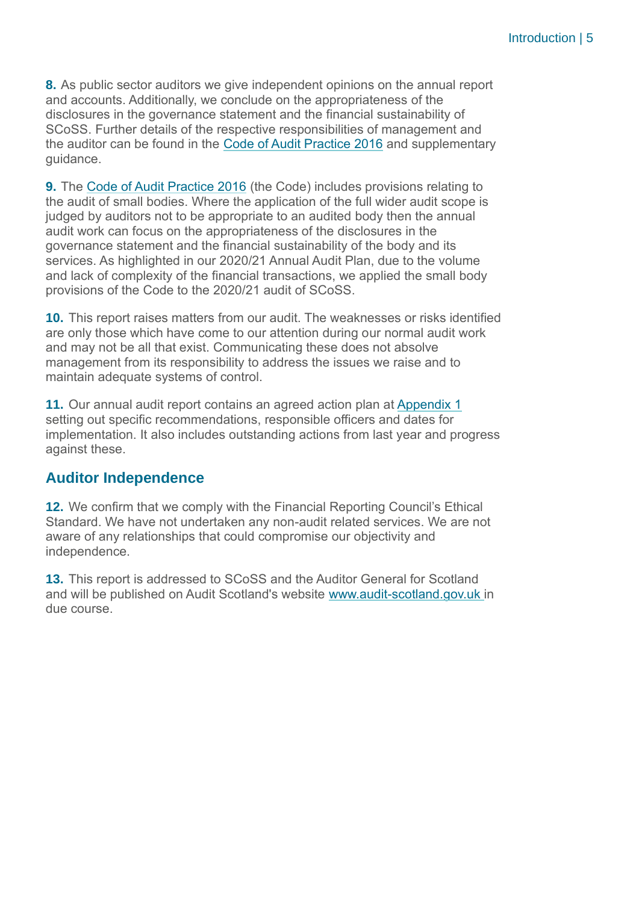**8.** As public sector auditors we give independent opinions on the annual report and accounts. Additionally, we conclude on the appropriateness of the disclosures in the governance statement and the financial sustainability of SCoSS. Further details of the respective responsibilities of management and the auditor can be found in the Code of Audit Practice 2016 and supplementary guidance.

**9.** The Code of Audit Practice 2016 (the Code) includes provisions relating to the audit of small bodies. Where the application of the full wider audit scope is judged by auditors not to be appropriate to an audited body then the annual audit work can focus on the appropriateness of the disclosures in the governance statement and the financial sustainability of the body and its services. As highlighted in our 2020/21 Annual Audit Plan, due to the volume and lack of complexity of the financial transactions, we applied the small body provisions of the Code to the 2020/21 audit of SCoSS.

**10.** This report raises matters from our audit. The weaknesses or risks identified are only those which have come to our attention during our normal audit work and may not be all that exist. Communicating these does not absolve management from its responsibility to address the issues we raise and to maintain adequate systems of control.

**11.** Our annual audit report contains an agreed action plan at Appendix 1 setting out specific recommendations, responsible officers and dates for implementation. It also includes outstanding actions from last year and progress against these.

## Auditor Independence

**12.** We confirm that we comply with the Financial Reporting Council's Ethical Standard. We have not undertaken any non-audit related services. We are not aware of any relationships that could compromise our objectivity and independence.

**13.** This report is addressed to SCoSS and the Auditor General for Scotland and will be published on Audit Scotland's website www.audit-scotland.gov.uk in due course.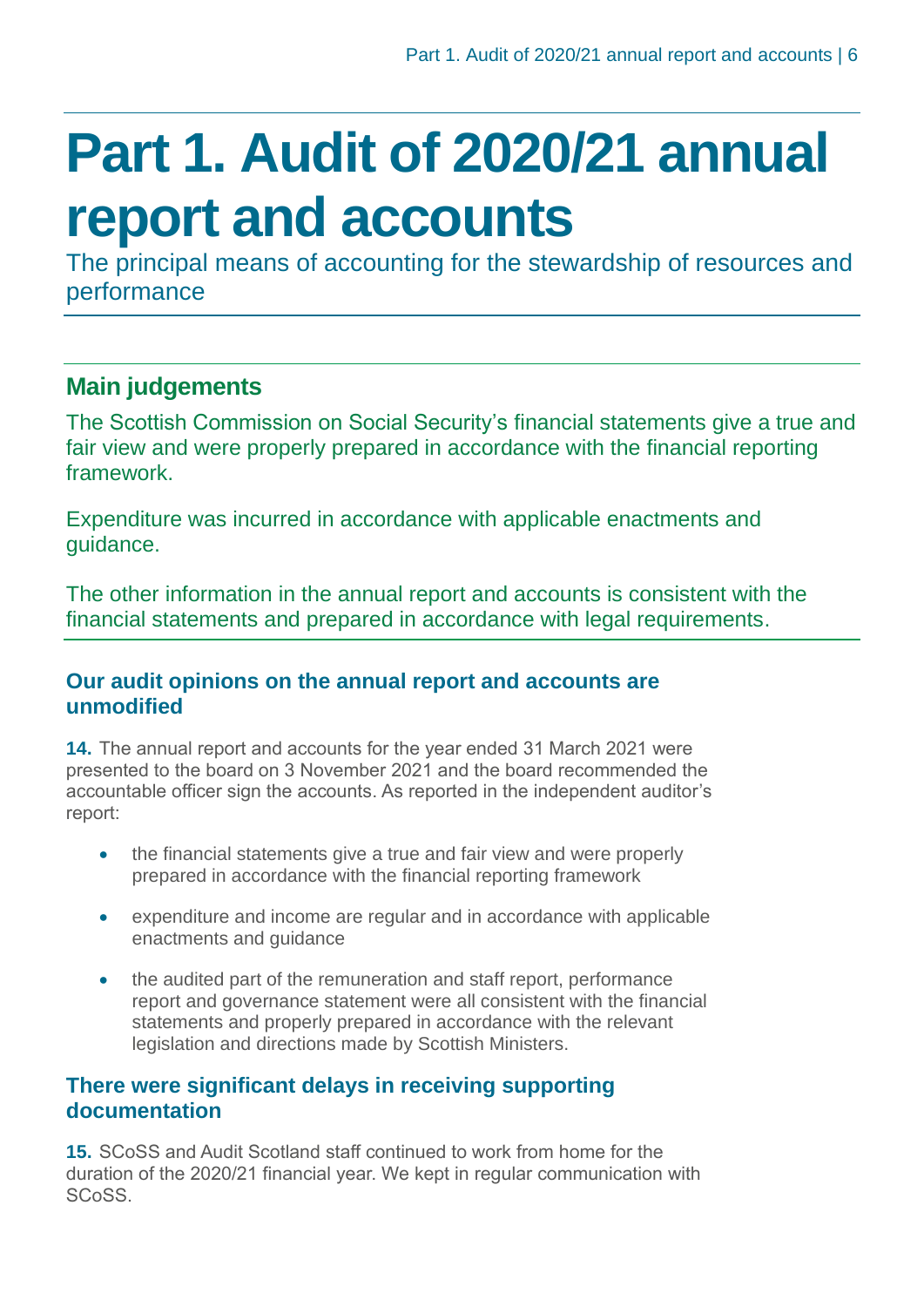# Part 1. Audit of 2020/21 annual report and accounts

The principal means of accounting for the stewardship of resources and performance

## Main judgements

The Scottish Commission on Social Security's financial statements give a true and fair view and were properly prepared in accordance with the financial reporting framework.

Expenditure was incurred in accordance with applicable enactments and guidance.

The other information in the annual report and accounts is consistent with the financial statements and prepared in accordance with legal requirements.

### Our audit opinions on the annual report and accounts are unmodified

**14.** The annual report and accounts for the year ended 31 March 2021 were presented to the board on 3 November 2021 and the board recommended the accountable officer sign the accounts. As reported in the independent auditor's report:

- the financial statements give a true and fair view and were properly prepared in accordance with the financial reporting framework
- expenditure and income are regular and in accordance with applicable enactments and guidance
- the audited part of the remuneration and staff report, performance report and governance statement were all consistent with the financial statements and properly prepared in accordance with the relevant legislation and directions made by Scottish Ministers.

### There were significant delays in receiving supporting documentation

**15.** SCoSS and Audit Scotland staff continued to work from home for the duration of the 2020/21 financial year. We kept in regular communication with SCoSS.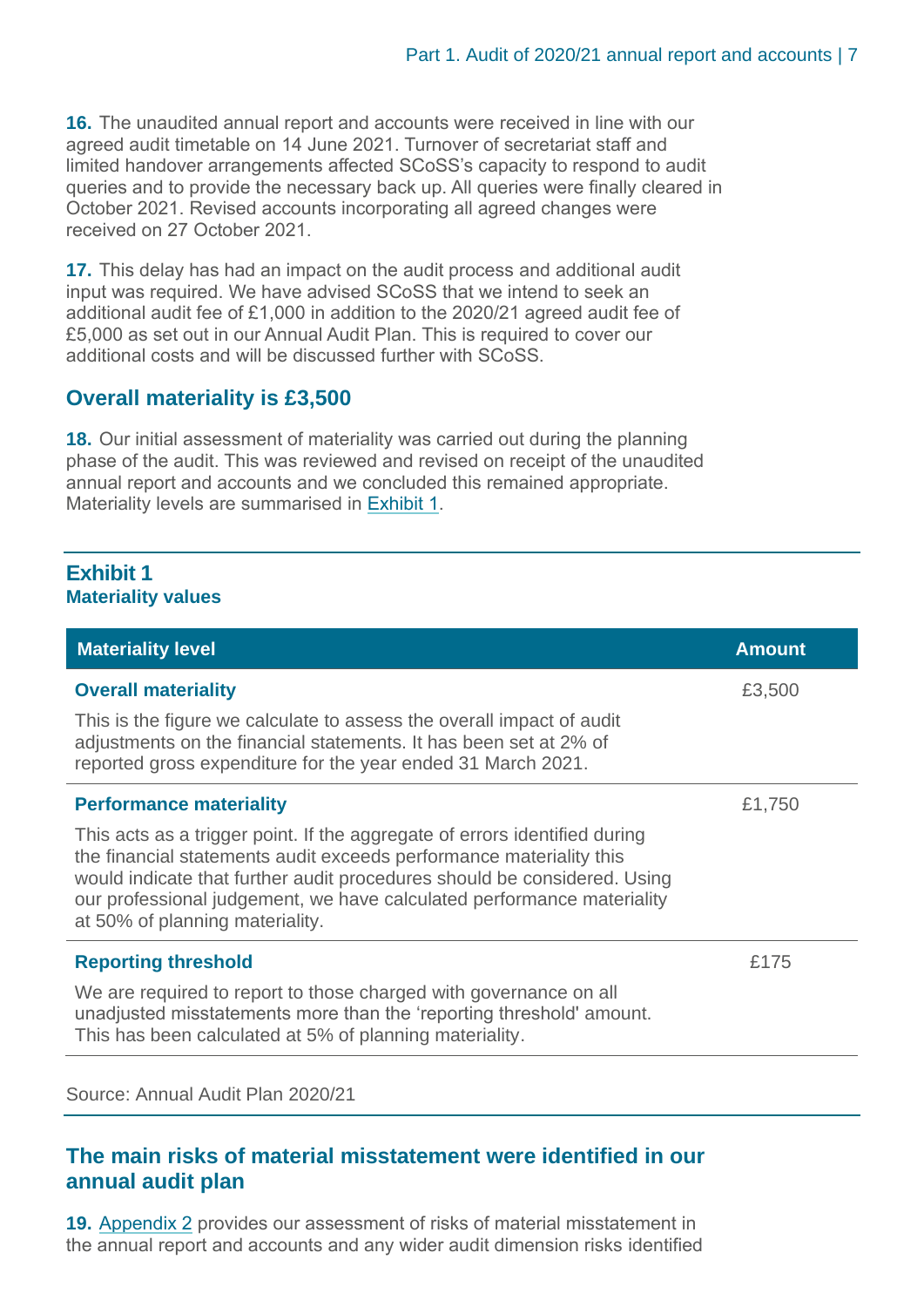**16.** The unaudited annual report and accounts were received in line with our agreed audit timetable on 14 June 2021. Turnover of secretariat staff and limited handover arrangements affected SCoSS's capacity to respond to audit queries and to provide the necessary back up. All queries were finally cleared in October 2021. Revised accounts incorporating all agreed changes were received on 27 October 2021.

**17.** This delay has had an impact on the audit process and additional audit input was required. We have advised SCoSS that we intend to seek an additional audit fee of £1,000 in addition to the 2020/21 agreed audit fee of £5,000 as set out in our Annual Audit Plan. This is required to cover our additional costs and will be discussed further with SCoSS.

## Overall materiality is £3,500

**18.** Our initial assessment of materiality was carried out during the planning phase of the audit. This was reviewed and revised on receipt of the unaudited annual report and accounts and we concluded this remained appropriate. Materiality levels are summarised in Exhibit 1.

**Exhibit 1**
**Materiality values**

| Materiality level | Amount |
|---|---|
| **Overall materiality**<br>This is the figure we calculate to assess the overall impact of audit adjustments on the financial statements. It has been set at 2% of reported gross expenditure for the year ended 31 March 2021. | £3,500 |
| **Performance materiality**<br>This acts as a trigger point. If the aggregate of errors identified during the financial statements audit exceeds performance materiality this would indicate that further audit procedures should be considered. Using our professional judgement, we have calculated performance materiality at 50% of planning materiality. | £1,750 |
| **Reporting threshold**<br>We are required to report to those charged with governance on all unadjusted misstatements more than the 'reporting threshold' amount. This has been calculated at 5% of planning materiality. | £175 |

Source: Annual Audit Plan 2020/21

## The main risks of material misstatement were identified in our annual audit plan

**19.** Appendix 2 provides our assessment of risks of material misstatement in the annual report and accounts and any wider audit dimension risks identified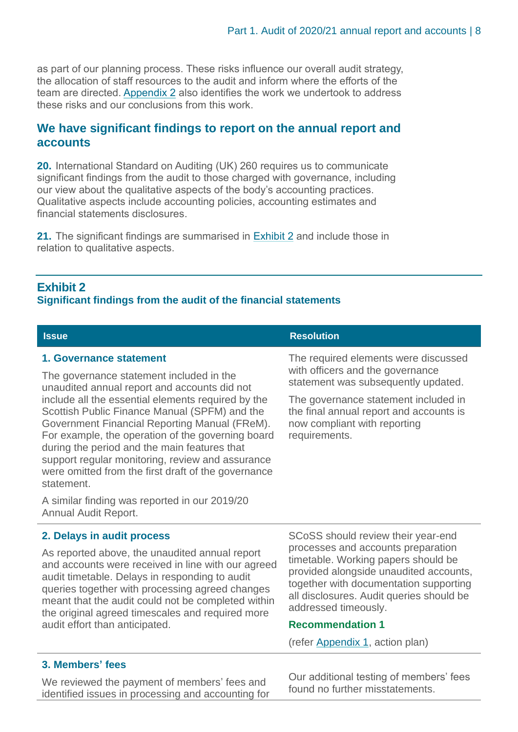as part of our planning process. These risks influence our overall audit strategy, the allocation of staff resources to the audit and inform where the efforts of the team are directed. Appendix 2 also identifies the work we undertook to address these risks and our conclusions from this work.

## We have significant findings to report on the annual report and accounts

**20.** International Standard on Auditing (UK) 260 requires us to communicate significant findings from the audit to those charged with governance, including our view about the qualitative aspects of the body's accounting practices. Qualitative aspects include accounting policies, accounting estimates and financial statements disclosures.

**21.** The significant findings are summarised in Exhibit 2 and include those in relation to qualitative aspects.

### Exhibit 2
**Significant findings from the audit of the financial statements**

| Issue | Resolution |
|---|---|
| **1. Governance statement**<br><br>The governance statement included in the unaudited annual report and accounts did not include all the essential elements required by the Scottish Public Finance Manual (SPFM) and the Government Financial Reporting Manual (FReM). For example, the operation of the governing board during the period and the main features that support regular monitoring, review and assurance were omitted from the first draft of the governance statement.<br><br>A similar finding was reported in our 2019/20 Annual Audit Report. | The required elements were discussed with officers and the governance statement was subsequently updated.<br><br>The governance statement included in the final annual report and accounts is now compliant with reporting requirements. |
| **2. Delays in audit process**<br><br>As reported above, the unaudited annual report and accounts were received in line with our agreed audit timetable. Delays in responding to audit queries together with processing agreed changes meant that the audit could not be completed within the original agreed timescales and required more audit effort than anticipated. | SCoSS should review their year-end processes and accounts preparation timetable. Working papers should be provided alongside unaudited accounts, together with documentation supporting all disclosures. Audit queries should be addressed timeously.<br><br>**Recommendation 1**<br><br>(refer Appendix 1, action plan) |
| **3. Members' fees**<br><br>We reviewed the payment of members' fees and identified issues in processing and accounting for | Our additional testing of members' fees found no further misstatements. |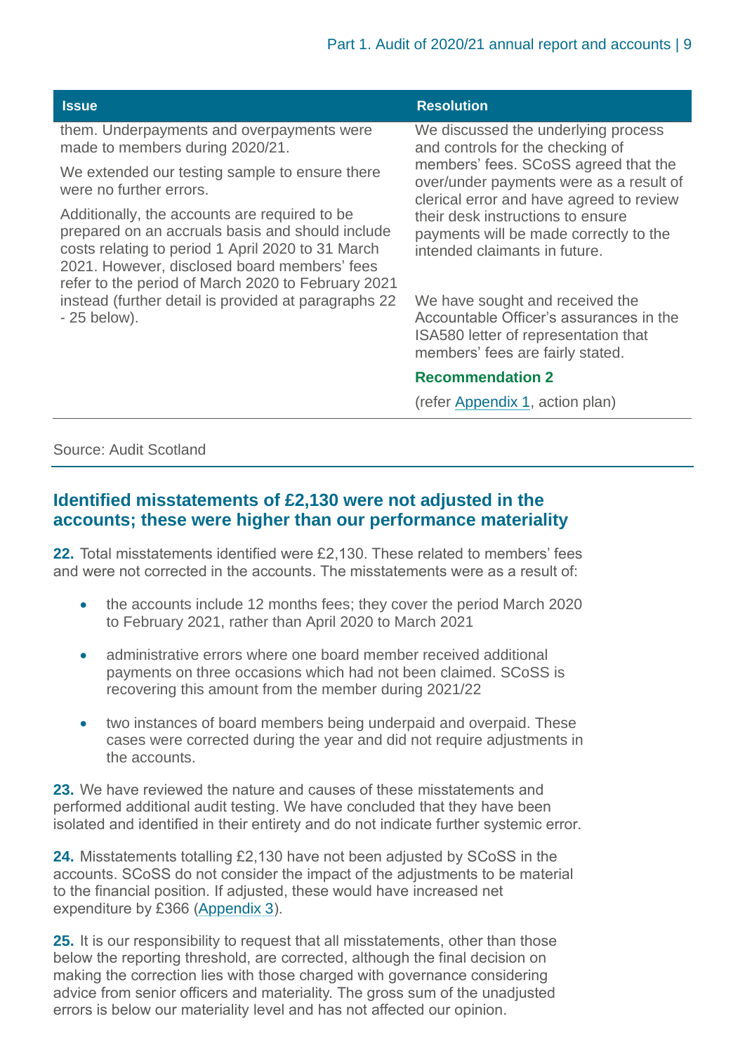| Issue | Resolution |
|---|---|
| them. Underpayments and overpayments were made to members during 2020/21.<br><br>We extended our testing sample to ensure there were no further errors.<br><br>Additionally, the accounts are required to be prepared on an accruals basis and should include costs relating to period 1 April 2020 to 31 March 2021. However, disclosed board members' fees refer to the period of March 2020 to February 2021 instead (further detail is provided at paragraphs 22 - 25 below). | We discussed the underlying process and controls for the checking of members' fees. SCoSS agreed that the over/under payments were as a result of clerical error and have agreed to review their desk instructions to ensure payments will be made correctly to the intended claimants in future.<br><br>We have sought and received the Accountable Officer's assurances in the ISA580 letter of representation that members' fees are fairly stated.<br><br>**Recommendation 2**<br><br>(refer Appendix 1, action plan) |

Source: Audit Scotland

## Identified misstatements of £2,130 were not adjusted in the accounts; these were higher than our performance materiality

**22.** Total misstatements identified were £2,130. These related to members' fees and were not corrected in the accounts. The misstatements were as a result of:

- the accounts include 12 months fees; they cover the period March 2020 to February 2021, rather than April 2020 to March 2021
- administrative errors where one board member received additional payments on three occasions which had not been claimed. SCoSS is recovering this amount from the member during 2021/22
- two instances of board members being underpaid and overpaid. These cases were corrected during the year and did not require adjustments in the accounts.

**23.** We have reviewed the nature and causes of these misstatements and performed additional audit testing. We have concluded that they have been isolated and identified in their entirety and do not indicate further systemic error.

**24.** Misstatements totalling £2,130 have not been adjusted by SCoSS in the accounts. SCoSS do not consider the impact of the adjustments to be material to the financial position. If adjusted, these would have increased net expenditure by £366 (Appendix 3).

**25.** It is our responsibility to request that all misstatements, other than those below the reporting threshold, are corrected, although the final decision on making the correction lies with those charged with governance considering advice from senior officers and materiality. The gross sum of the unadjusted errors is below our materiality level and has not affected our opinion.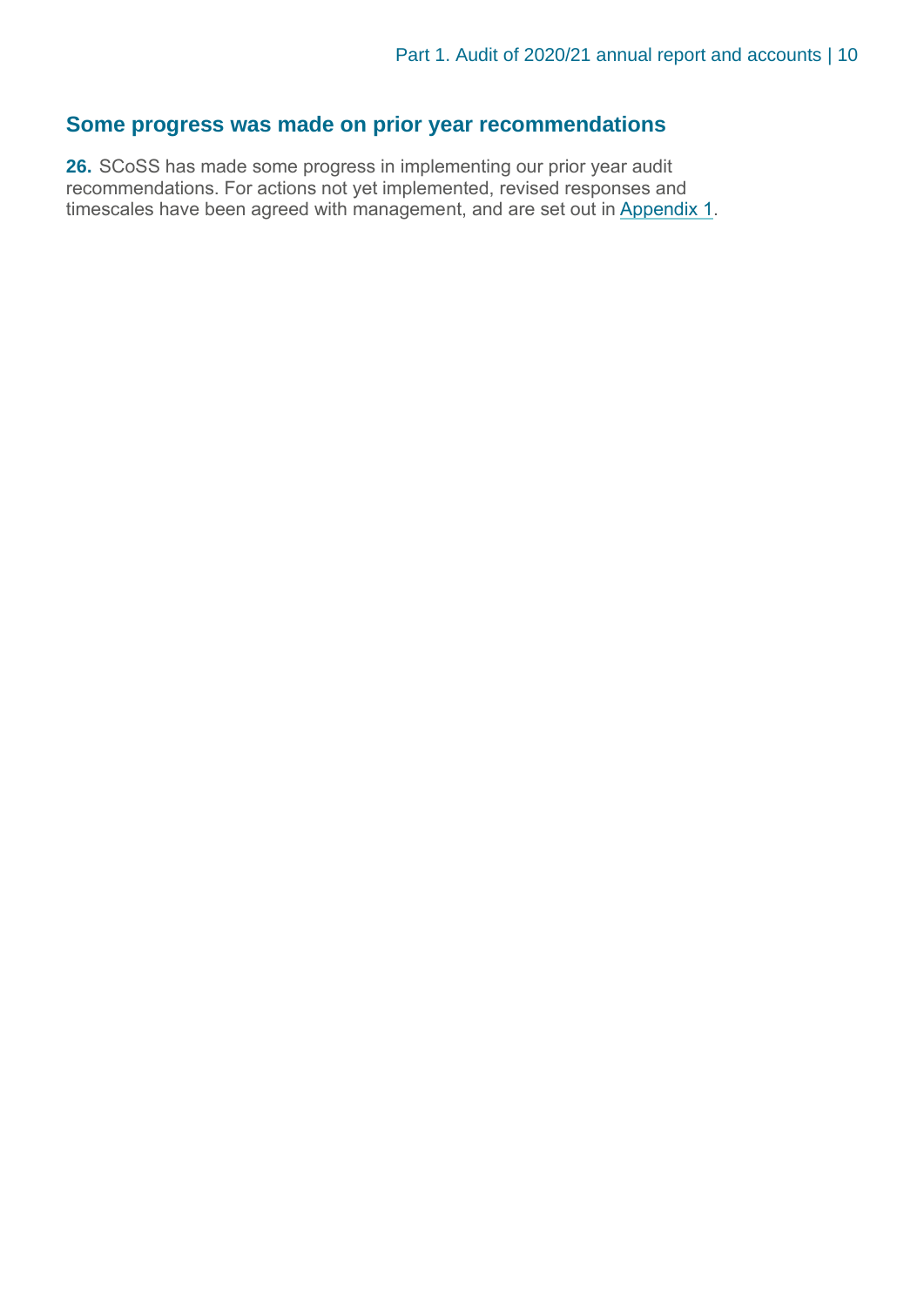## Some progress was made on prior year recommendations

**26.** SCoSS has made some progress in implementing our prior year audit recommendations. For actions not yet implemented, revised responses and timescales have been agreed with management, and are set out in Appendix 1.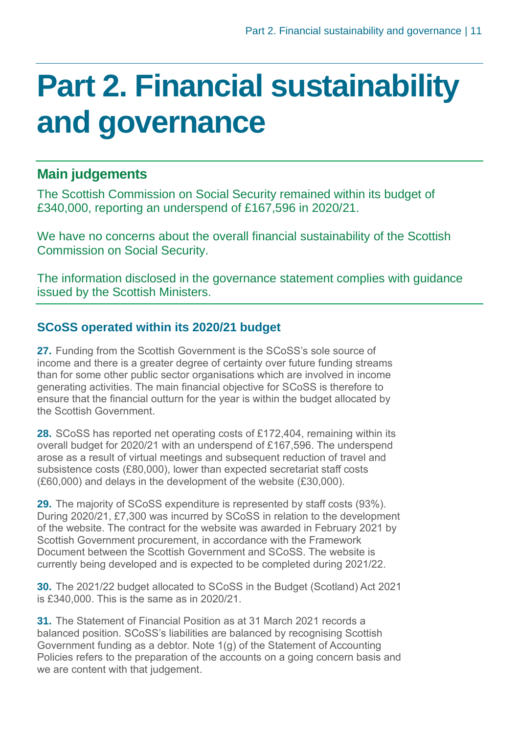# Part 2. Financial sustainability and governance

## Main judgements

The Scottish Commission on Social Security remained within its budget of £340,000, reporting an underspend of £167,596 in 2020/21.

We have no concerns about the overall financial sustainability of the Scottish Commission on Social Security.

The information disclosed in the governance statement complies with guidance issued by the Scottish Ministers.

### SCoSS operated within its 2020/21 budget

**27.** Funding from the Scottish Government is the SCoSS's sole source of income and there is a greater degree of certainty over future funding streams than for some other public sector organisations which are involved in income generating activities. The main financial objective for SCoSS is therefore to ensure that the financial outturn for the year is within the budget allocated by the Scottish Government.

**28.** SCoSS has reported net operating costs of £172,404, remaining within its overall budget for 2020/21 with an underspend of £167,596. The underspend arose as a result of virtual meetings and subsequent reduction of travel and subsistence costs (£80,000), lower than expected secretariat staff costs (£60,000) and delays in the development of the website (£30,000).

**29.** The majority of SCoSS expenditure is represented by staff costs (93%). During 2020/21, £7,300 was incurred by SCoSS in relation to the development of the website. The contract for the website was awarded in February 2021 by Scottish Government procurement, in accordance with the Framework Document between the Scottish Government and SCoSS. The website is currently being developed and is expected to be completed during 2021/22.

**30.** The 2021/22 budget allocated to SCoSS in the Budget (Scotland) Act 2021 is £340,000. This is the same as in 2020/21.

**31.** The Statement of Financial Position as at 31 March 2021 records a balanced position. SCoSS's liabilities are balanced by recognising Scottish Government funding as a debtor. Note 1(g) of the Statement of Accounting Policies refers to the preparation of the accounts on a going concern basis and we are content with that judgement.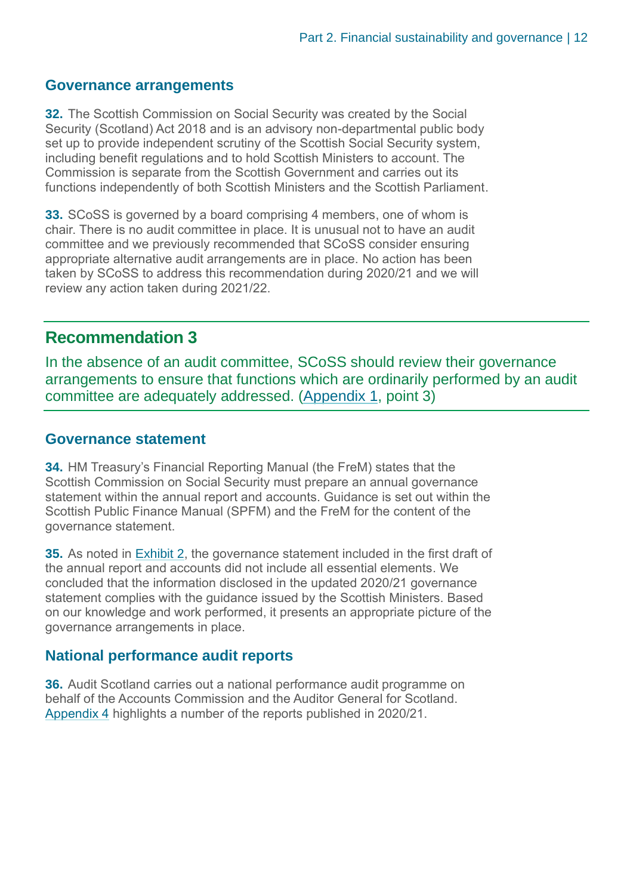## Governance arrangements

**32.** The Scottish Commission on Social Security was created by the Social Security (Scotland) Act 2018 and is an advisory non-departmental public body set up to provide independent scrutiny of the Scottish Social Security system, including benefit regulations and to hold Scottish Ministers to account. The Commission is separate from the Scottish Government and carries out its functions independently of both Scottish Ministers and the Scottish Parliament.

**33.** SCoSS is governed by a board comprising 4 members, one of whom is chair. There is no audit committee in place. It is unusual not to have an audit committee and we previously recommended that SCoSS consider ensuring appropriate alternative audit arrangements are in place. No action has been taken by SCoSS to address this recommendation during 2020/21 and we will review any action taken during 2021/22.

## Recommendation 3

In the absence of an audit committee, SCoSS should review their governance arrangements to ensure that functions which are ordinarily performed by an audit committee are adequately addressed. (Appendix 1, point 3)

## Governance statement

**34.** HM Treasury's Financial Reporting Manual (the FReM) states that the Scottish Commission on Social Security must prepare an annual governance statement within the annual report and accounts. Guidance is set out within the Scottish Public Finance Manual (SPFM) and the FReM for the content of the governance statement.

**35.** As noted in Exhibit 2, the governance statement included in the first draft of the annual report and accounts did not include all essential elements. We concluded that the information disclosed in the updated 2020/21 governance statement complies with the guidance issued by the Scottish Ministers. Based on our knowledge and work performed, it presents an appropriate picture of the governance arrangements in place.

## National performance audit reports

**36.** Audit Scotland carries out a national performance audit programme on behalf of the Accounts Commission and the Auditor General for Scotland. Appendix 4 highlights a number of the reports published in 2020/21.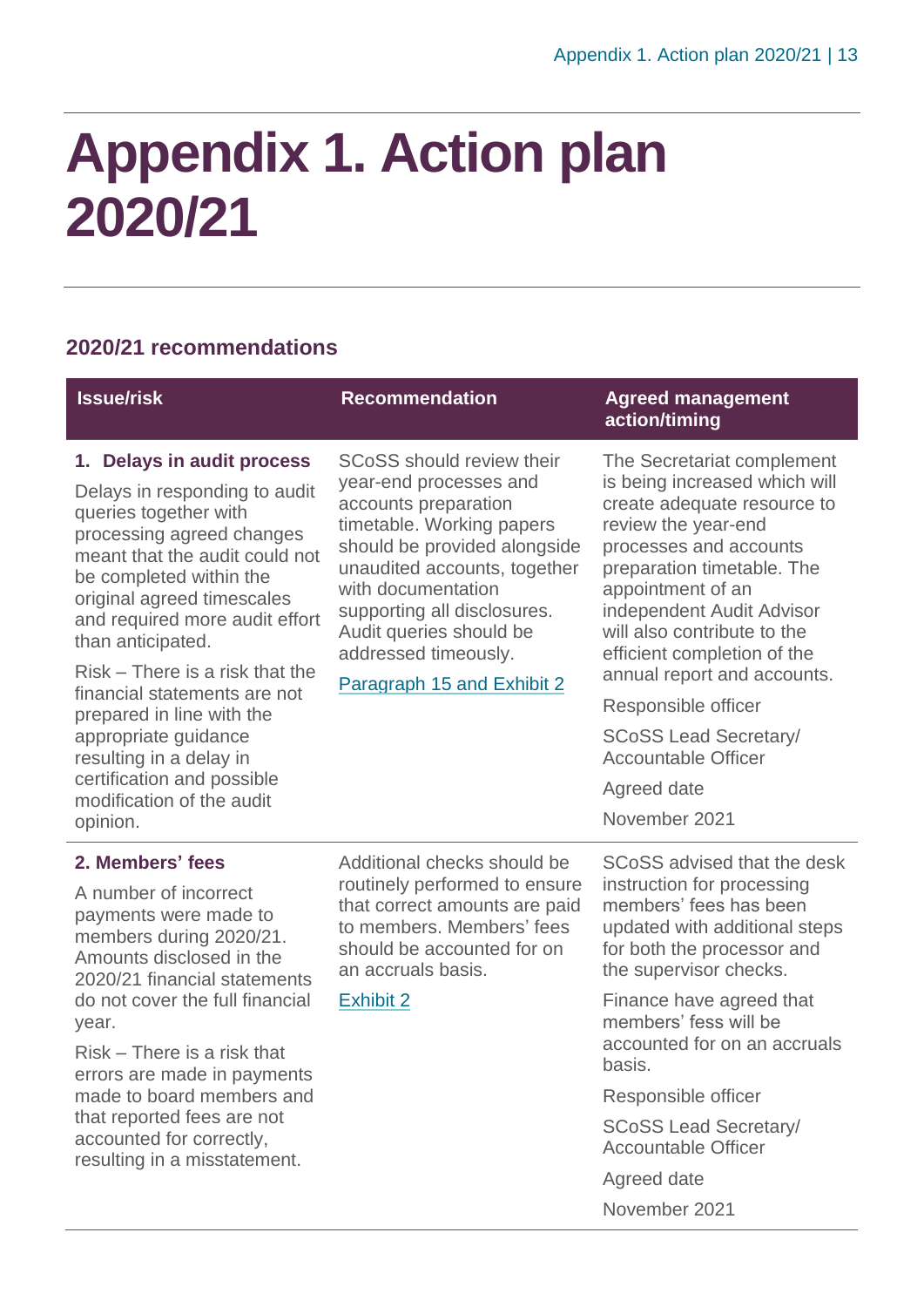# Appendix 1. Action plan 2020/21

## 2020/21 recommendations

| Issue/risk | Recommendation | Agreed management action/timing |
|---|---|---|
| **1. Delays in audit process**<br><br>Delays in responding to audit queries together with processing agreed changes meant that the audit could not be completed within the original agreed timescales and required more audit effort than anticipated.<br><br>Risk – There is a risk that the financial statements are not prepared in line with the appropriate guidance resulting in a delay in certification and possible modification of the audit opinion. | SCoSS should review their year-end processes and accounts preparation timetable. Working papers should be provided alongside unaudited accounts, together with documentation supporting all disclosures. Audit queries should be addressed timeously.<br><br>Paragraph 15 and Exhibit 2 | The Secretariat complement is being increased which will create adequate resource to review the year-end processes and accounts preparation timetable. The appointment of an independent Audit Advisor will also contribute to the efficient completion of the annual report and accounts.<br><br>Responsible officer<br><br>SCoSS Lead Secretary/ Accountable Officer<br><br>Agreed date<br><br>November 2021 |
| **2. Members' fees**<br><br>A number of incorrect payments were made to members during 2020/21. Amounts disclosed in the 2020/21 financial statements do not cover the full financial year.<br><br>Risk – There is a risk that errors are made in payments made to board members and that reported fees are not accounted for correctly, resulting in a misstatement. | Additional checks should be routinely performed to ensure that correct amounts are paid to members. Members' fees should be accounted for on an accruals basis.<br><br>Exhibit 2 | SCoSS advised that the desk instruction for processing members' fees has been updated with additional steps for both the processor and the supervisor checks.<br><br>Finance have agreed that members' fess will be accounted for on an accruals basis.<br><br>Responsible officer<br><br>SCoSS Lead Secretary/ Accountable Officer<br><br>Agreed date<br><br>November 2021 |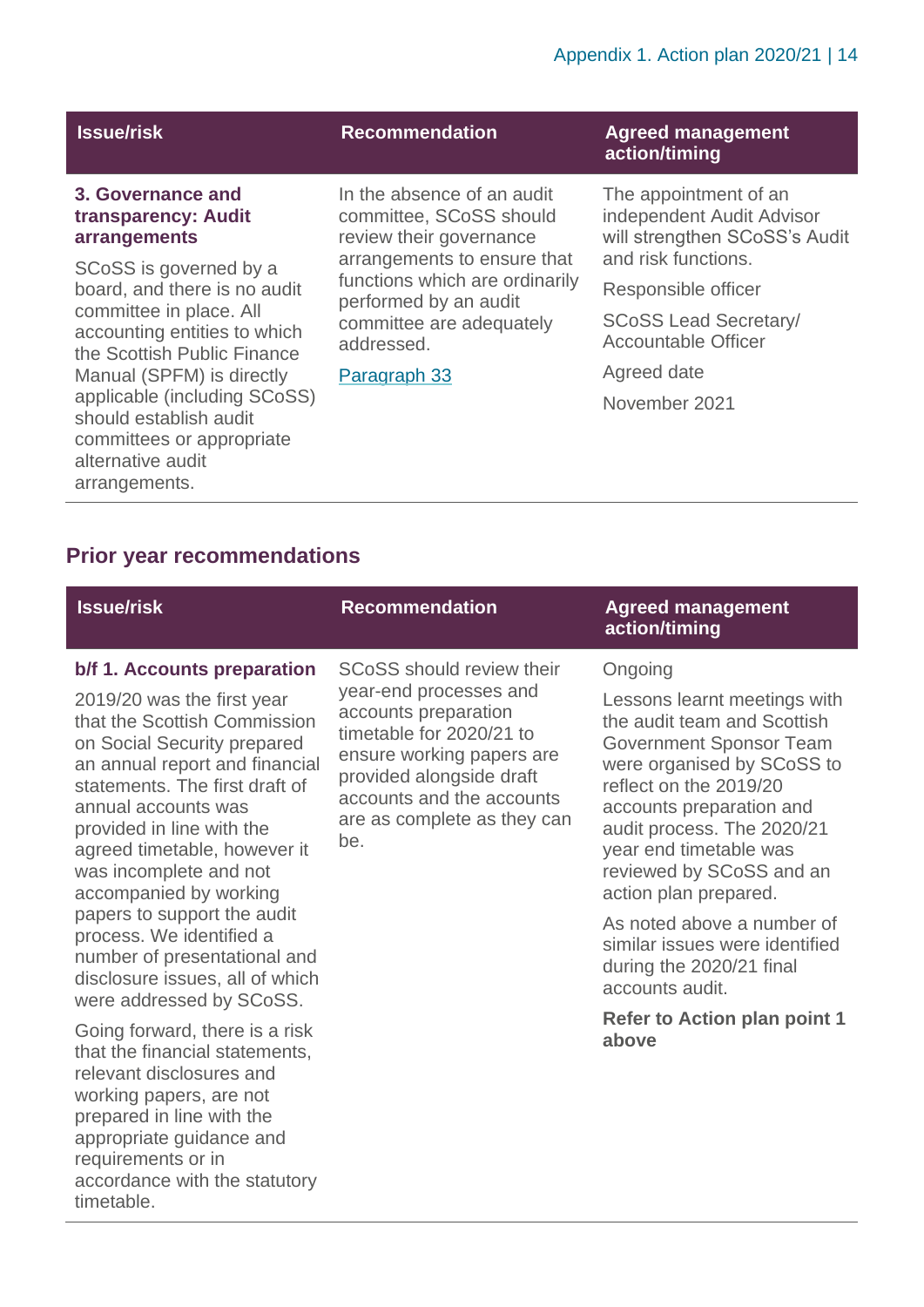| Issue/risk | Recommendation | Agreed management action/timing |
|---|---|---|
| **3. Governance and transparency: Audit arrangements**<br><br>SCoSS is governed by a board, and there is no audit committee in place. All accounting entities to which the Scottish Public Finance Manual (SPFM) is directly applicable (including SCoSS) should establish audit committees or appropriate alternative audit arrangements. | In the absence of an audit committee, SCoSS should review their governance arrangements to ensure that functions which are ordinarily performed by an audit committee are adequately addressed.<br><br>Paragraph 33 | The appointment of an independent Audit Advisor will strengthen SCoSS's Audit and risk functions.<br><br>Responsible officer<br><br>SCoSS Lead Secretary/ Accountable Officer<br><br>Agreed date<br><br>November 2021 |

## Prior year recommendations

| Issue/risk | Recommendation | Agreed management action/timing |
|---|---|---|
| **b/f 1. Accounts preparation**<br><br>2019/20 was the first year that the Scottish Commission on Social Security prepared an annual report and financial statements. The first draft of annual accounts was provided in line with the agreed timetable, however it was incomplete and not accompanied by working papers to support the audit process. We identified a number of presentational and disclosure issues, all of which were addressed by SCoSS.<br><br>Going forward, there is a risk that the financial statements, relevant disclosures and working papers, are not prepared in line with the appropriate guidance and requirements or in accordance with the statutory timetable. | SCoSS should review their year-end processes and accounts preparation timetable for 2020/21 to ensure working papers are provided alongside draft accounts and the accounts are as complete as they can be. | Ongoing<br><br>Lessons learnt meetings with the audit team and Scottish Government Sponsor Team were organised by SCoSS to reflect on the 2019/20 accounts preparation and audit process. The 2020/21 year end timetable was reviewed by SCoSS and an action plan prepared.<br><br>As noted above a number of similar issues were identified during the 2020/21 final accounts audit.<br><br>**Refer to Action plan point 1 above** |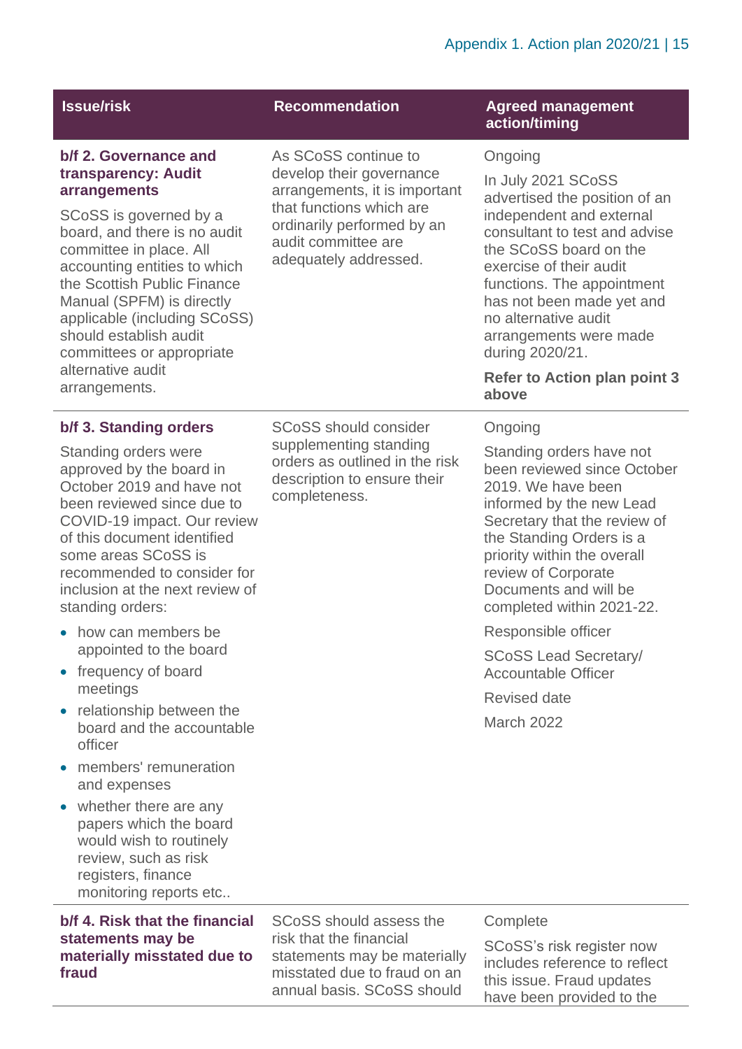| Issue/risk | Recommendation | Agreed management action/timing |
|---|---|---|
| **b/f 2. Governance and transparency: Audit arrangements**<br><br>SCoSS is governed by a board, and there is no audit committee in place. All accounting entities to which the Scottish Public Finance Manual (SPFM) is directly applicable (including SCoSS) should establish audit committees or appropriate alternative audit arrangements. | As SCoSS continue to develop their governance arrangements, it is important that functions which are ordinarily performed by an audit committee are adequately addressed. | Ongoing<br><br>In July 2021 SCoSS advertised the position of an independent and external consultant to test and advise the SCoSS board on the exercise of their audit functions. The appointment has not been made yet and no alternative audit arrangements were made during 2020/21.<br><br>**Refer to Action plan point 3 above** |
| **b/f 3. Standing orders**<br><br>Standing orders were approved by the board in October 2019 and have not been reviewed since due to COVID-19 impact. Our review of this document identified some areas SCoSS is recommended to consider for inclusion at the next review of standing orders:<br><br>• how can members be appointed to the board<br>• frequency of board meetings<br>• relationship between the board and the accountable officer<br>• members' remuneration and expenses<br>• whether there are any papers which the board would wish to routinely review, such as risk registers, finance monitoring reports etc.. | SCoSS should consider supplementing standing orders as outlined in the risk description to ensure their completeness. | Ongoing<br><br>Standing orders have not been reviewed since October 2019. We have been informed by the new Lead Secretary that the review of the Standing Orders is a priority within the overall review of Corporate Documents and will be completed within 2021-22.<br><br>Responsible officer<br><br>SCoSS Lead Secretary/ Accountable Officer<br><br>Revised date<br><br>March 2022 |
| **b/f 4. Risk that the financial statements may be materially misstated due to fraud** | SCoSS should assess the risk that the financial statements may be materially misstated due to fraud on an annual basis. SCoSS should | Complete<br><br>SCoSS's risk register now includes reference to reflect this issue. Fraud updates have been provided to the |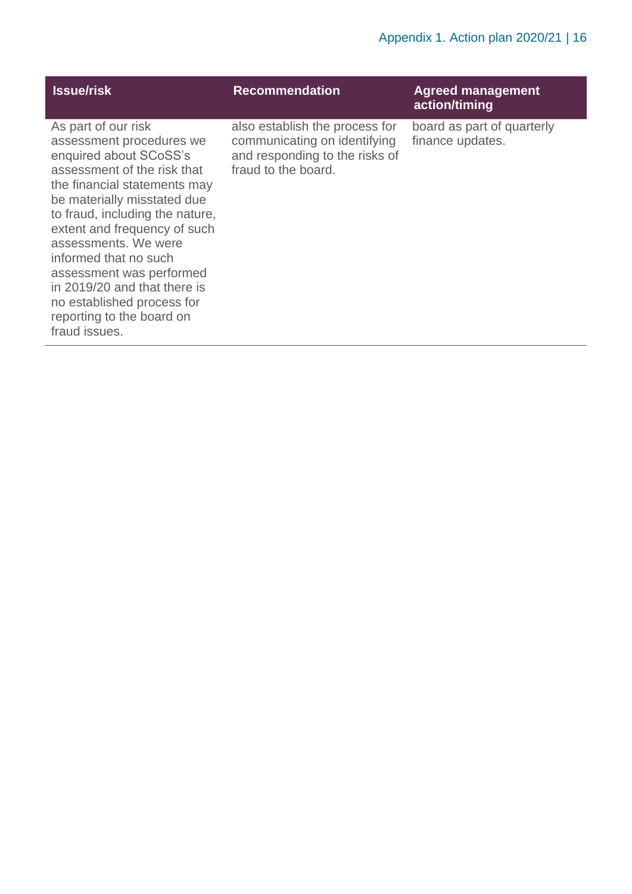| Issue/risk | Recommendation | Agreed management action/timing |
|---|---|---|
| As part of our risk assessment procedures we enquired about SCoSS's assessment of the risk that the financial statements may be materially misstated due to fraud, including the nature, extent and frequency of such assessments. We were informed that no such assessment was performed in 2019/20 and that there is no established process for reporting to the board on fraud issues. | also establish the process for communicating on identifying and responding to the risks of fraud to the board. | board as part of quarterly finance updates. |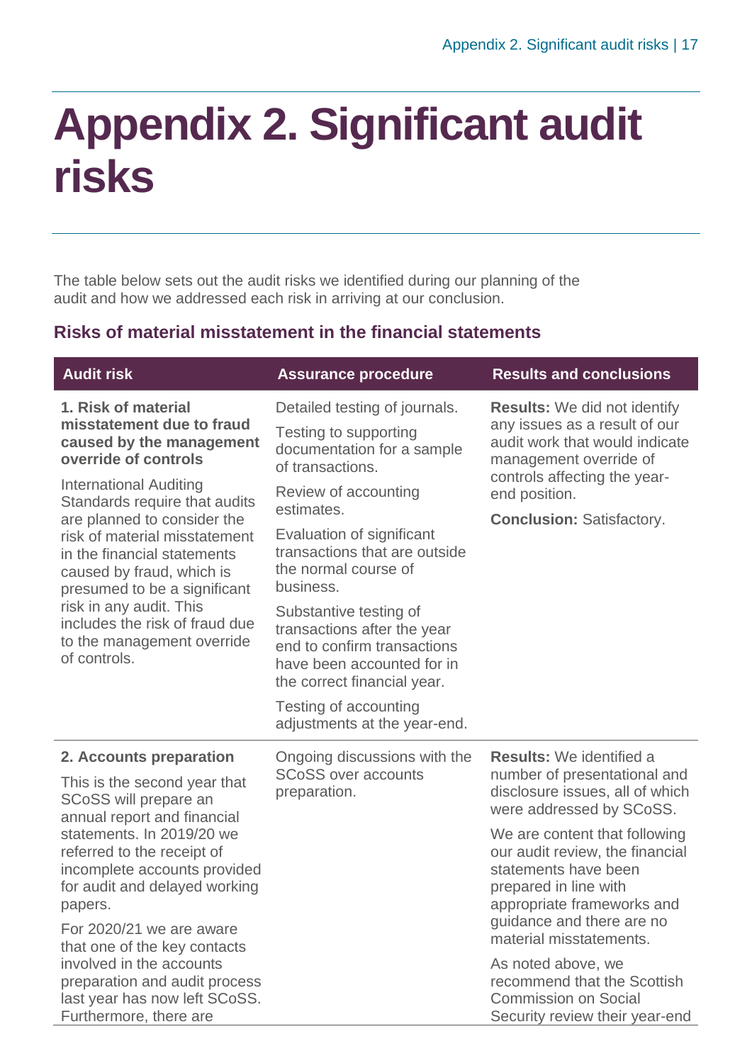# Appendix 2. Significant audit risks

The table below sets out the audit risks we identified during our planning of the audit and how we addressed each risk in arriving at our conclusion.

## Risks of material misstatement in the financial statements

| Audit risk | Assurance procedure | Results and conclusions |
|---|---|---|
| **1. Risk of material misstatement due to fraud caused by the management override of controls**<br><br>International Auditing Standards require that audits are planned to consider the risk of material misstatement in the financial statements caused by fraud, which is presumed to be a significant risk in any audit. This includes the risk of fraud due to the management override of controls. | Detailed testing of journals.<br><br>Testing to supporting documentation for a sample of transactions.<br><br>Review of accounting estimates.<br><br>Evaluation of significant transactions that are outside the normal course of business.<br><br>Substantive testing of transactions after the year end to confirm transactions have been accounted for in the correct financial year.<br><br>Testing of accounting adjustments at the year-end. | **Results:** We did not identify any issues as a result of our audit work that would indicate management override of controls affecting the year-end position.<br><br>**Conclusion:** Satisfactory. |
| **2. Accounts preparation**<br><br>This is the second year that SCoSS will prepare an annual report and financial statements. In 2019/20 we referred to the receipt of incomplete accounts provided for audit and delayed working papers.<br><br>For 2020/21 we are aware that one of the key contacts involved in the accounts preparation and audit process last year has now left SCoSS. Furthermore, there are | Ongoing discussions with the SCoSS over accounts preparation. | **Results:** We identified a number of presentational and disclosure issues, all of which were addressed by SCoSS.<br><br>We are content that following our audit review, the financial statements have been prepared in line with appropriate frameworks and guidance and there are no material misstatements.<br><br>As noted above, we recommend that the Scottish Commission on Social Security review their year-end |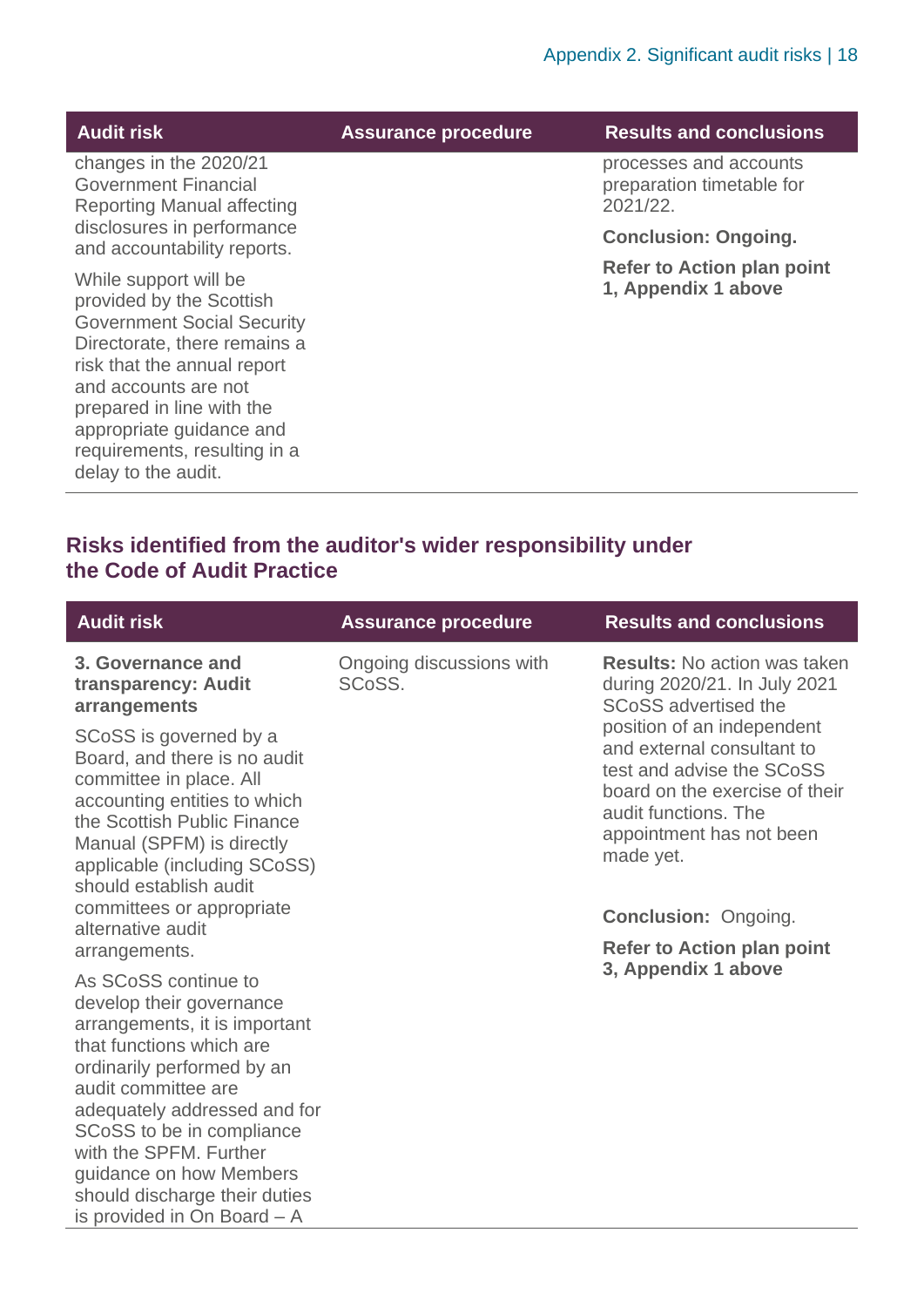| Audit risk | Assurance procedure | Results and conclusions |
|---|---|---|
| changes in the 2020/21 Government Financial Reporting Manual affecting disclosures in performance and accountability reports.<br><br>While support will be provided by the Scottish Government Social Security Directorate, there remains a risk that the annual report and accounts are not prepared in line with the appropriate guidance and requirements, resulting in a delay to the audit. | | processes and accounts preparation timetable for 2021/22.<br><br>**Conclusion: Ongoing.**<br><br>**Refer to Action plan point 1, Appendix 1 above** |

## Risks identified from the auditor's wider responsibility under the Code of Audit Practice

| Audit risk | Assurance procedure | Results and conclusions |
|---|---|---|
| **3. Governance and transparency: Audit arrangements**<br><br>SCoSS is governed by a Board, and there is no audit committee in place. All accounting entities to which the Scottish Public Finance Manual (SPFM) is directly applicable (including SCoSS) should establish audit committees or appropriate alternative audit arrangements.<br><br>As SCoSS continue to develop their governance arrangements, it is important that functions which are ordinarily performed by an audit committee are adequately addressed and for SCoSS to be in compliance with the SPFM. Further guidance on how Members should discharge their duties is provided in On Board – A | Ongoing discussions with SCoSS. | **Results:** No action was taken during 2020/21. In July 2021 SCoSS advertised the position of an independent and external consultant to test and advise the SCoSS board on the exercise of their audit functions. The appointment has not been made yet.<br><br>**Conclusion:** Ongoing.<br><br>**Refer to Action plan point 3, Appendix 1 above** |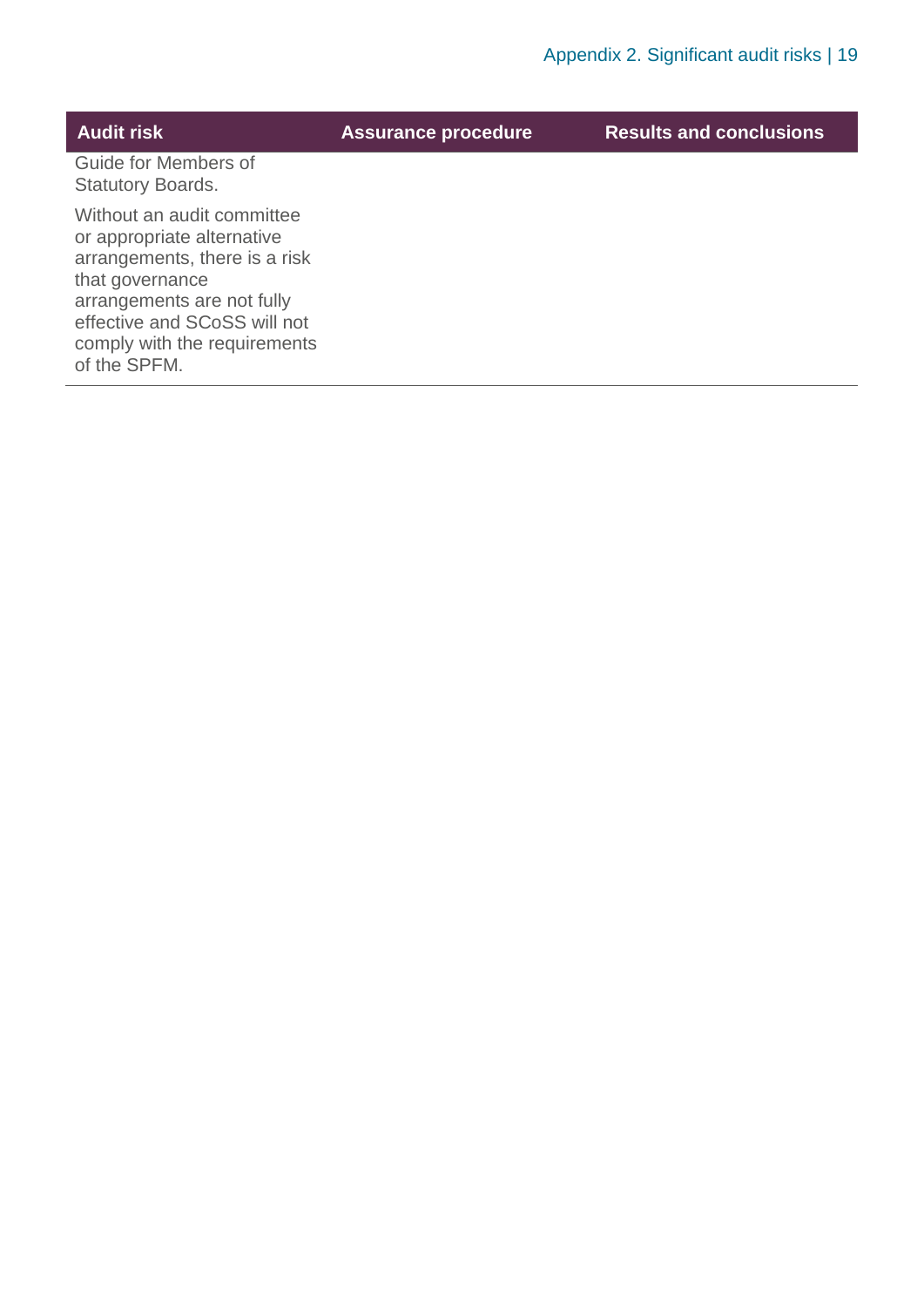| Audit risk | Assurance procedure | Results and conclusions |
|---|---|---|
| Guide for Members of Statutory Boards.<br><br>Without an audit committee or appropriate alternative arrangements, there is a risk that governance arrangements are not fully effective and SCoSS will not comply with the requirements of the SPFM. | | |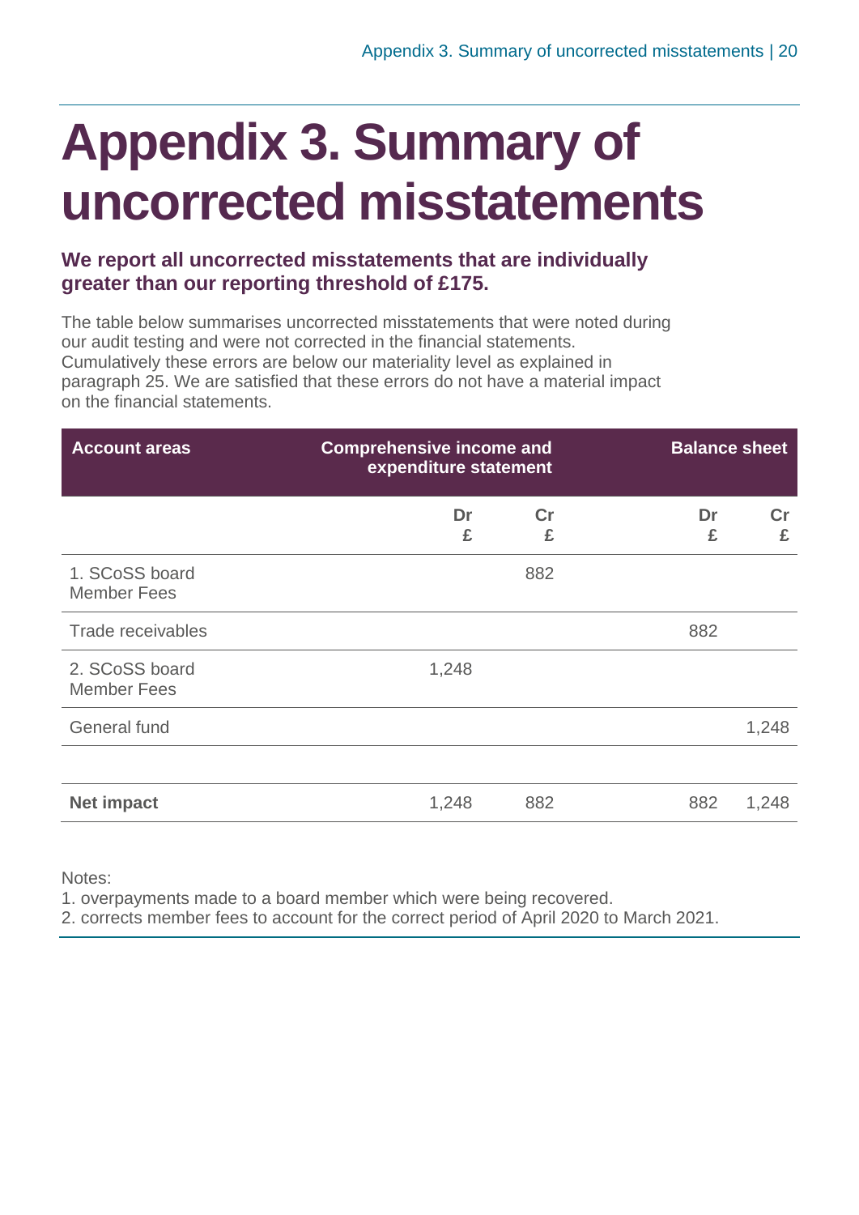# Appendix 3. Summary of uncorrected misstatements

**We report all uncorrected misstatements that are individually greater than our reporting threshold of £175.**

The table below summarises uncorrected misstatements that were noted during our audit testing and were not corrected in the financial statements. Cumulatively these errors are below our materiality level as explained in paragraph 25. We are satisfied that these errors do not have a material impact on the financial statements.

| Account areas | Comprehensive income and expenditure statement | | Balance sheet | |
|---|---|---|---|---|
| | Dr £ | Cr £ | Dr £ | Cr £ |
| 1. SCoSS board Member Fees | | 882 | | |
| Trade receivables | | | 882 | |
| 2. SCoSS board Member Fees | 1,248 | | | |
| General fund | | | | 1,248 |
| | | | | |
| **Net impact** | 1,248 | 882 | 882 | 1,248 |

Notes:

1. overpayments made to a board member which were being recovered.
2. corrects member fees to account for the correct period of April 2020 to March 2021.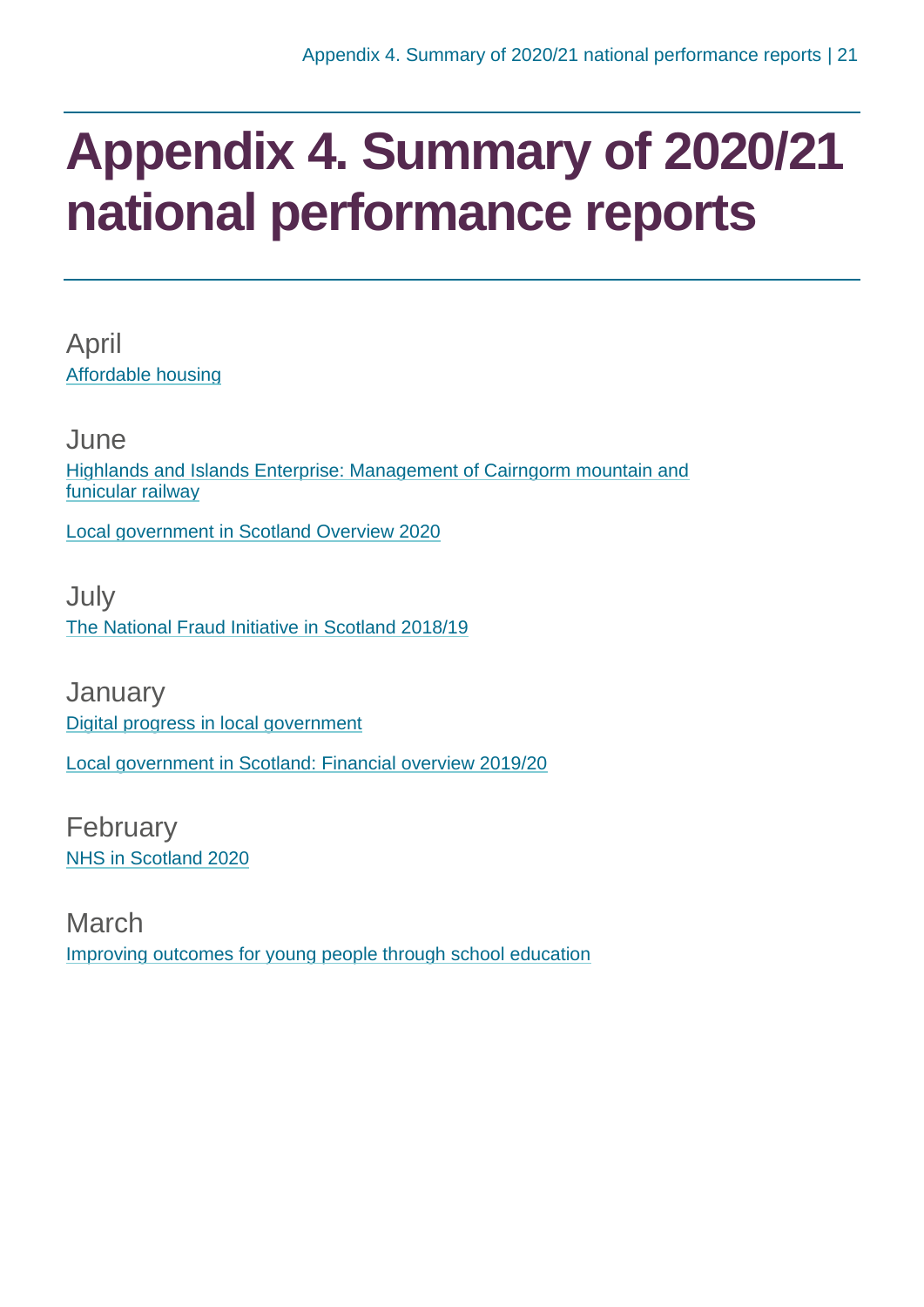# Appendix 4. Summary of 2020/21 national performance reports

April

Affordable housing

June

Highlands and Islands Enterprise: Management of Cairngorm mountain and funicular railway

Local government in Scotland Overview 2020

July

The National Fraud Initiative in Scotland 2018/19

January

Digital progress in local government

Local government in Scotland: Financial overview 2019/20

February

NHS in Scotland 2020

March

Improving outcomes for young people through school education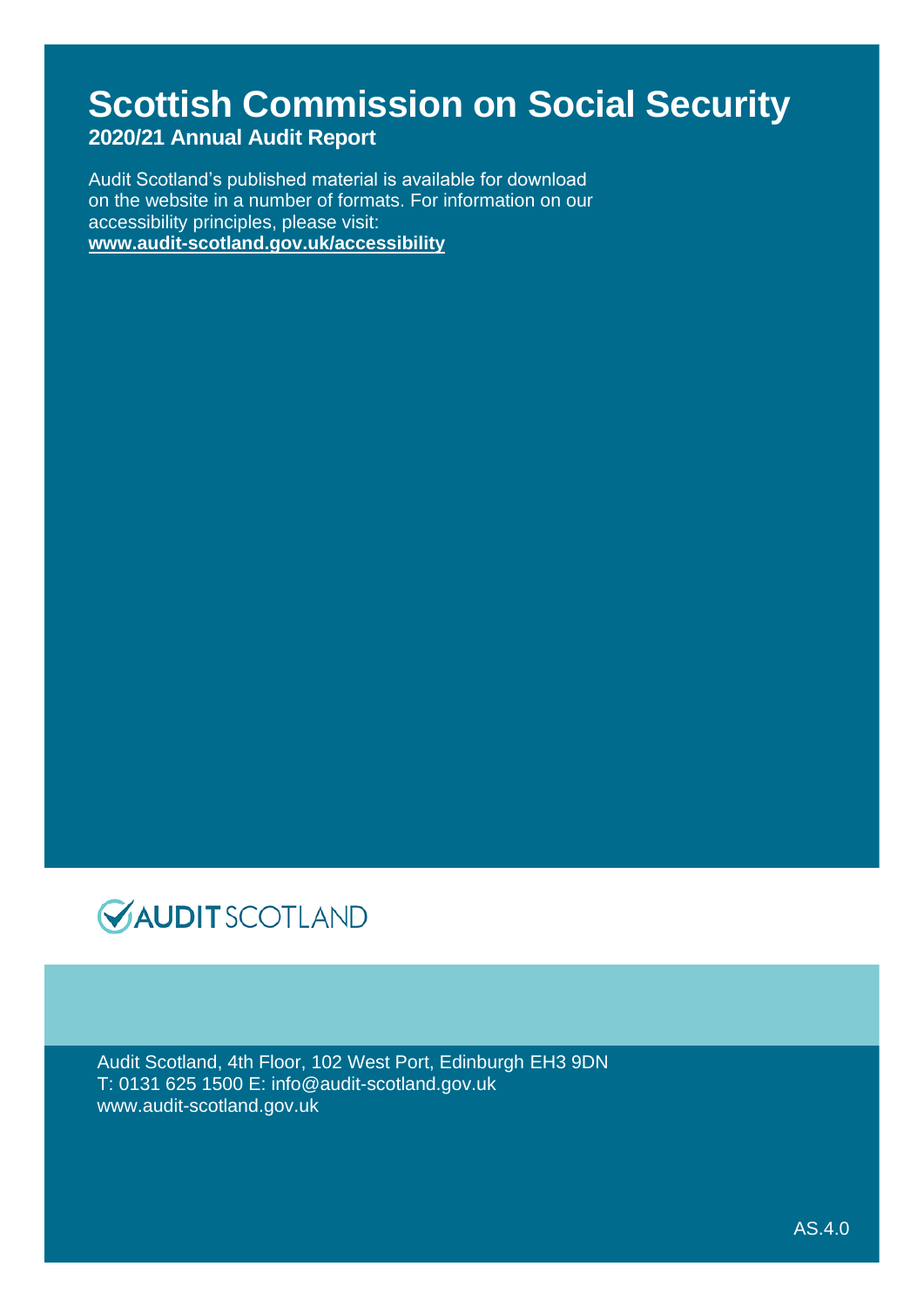# Scottish Commission on Social Security

## 2020/21 Annual Audit Report

Audit Scotland's published material is available for download on the website in a number of formats. For information on our accessibility principles, please visit:
**www.audit-scotland.gov.uk/accessibility**

AUDIT SCOTLAND

Audit Scotland, 4th Floor, 102 West Port, Edinburgh EH3 9DN
T: 0131 625 1500 E: info@audit-scotland.gov.uk
www.audit-scotland.gov.uk

AS.4.0